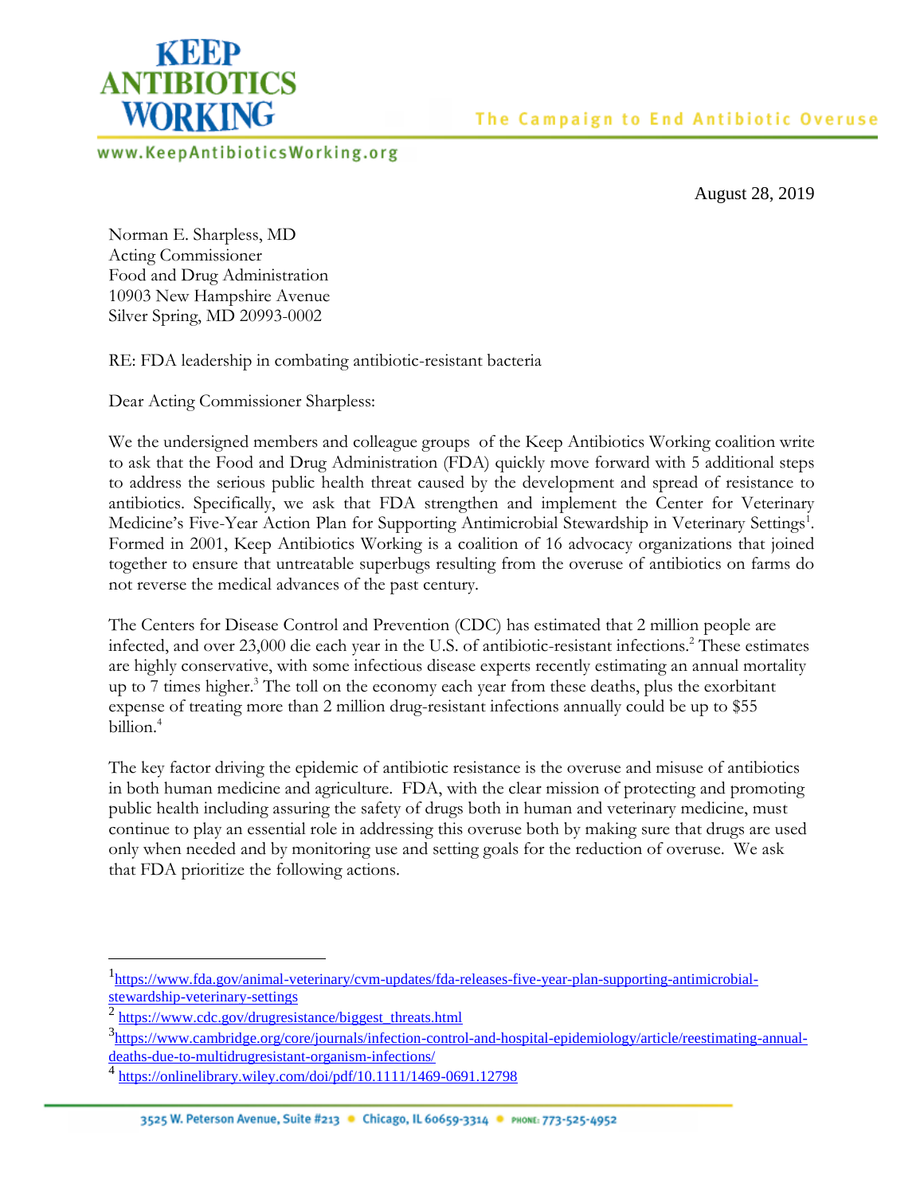# KEEP ANTIBIOTICS WORKING

The Campaign to End Antibiotic Overuse

www.KeepAntibioticsWorking.org

August 28, 2019

Norman E. Sharpless, MD
Acting Commissioner
Food and Drug Administration
10903 New Hampshire Avenue
Silver Spring, MD 20993-0002

RE: FDA leadership in combating antibiotic-resistant bacteria

Dear Acting Commissioner Sharpless:

We the undersigned members and colleague groups of the Keep Antibiotics Working coalition write to ask that the Food and Drug Administration (FDA) quickly move forward with 5 additional steps to address the serious public health threat caused by the development and spread of resistance to antibiotics. Specifically, we ask that FDA strengthen and implement the Center for Veterinary Medicine's Five-Year Action Plan for Supporting Antimicrobial Stewardship in Veterinary Settings[1]. Formed in 2001, Keep Antibiotics Working is a coalition of 16 advocacy organizations that joined together to ensure that untreatable superbugs resulting from the overuse of antibiotics on farms do not reverse the medical advances of the past century.

The Centers for Disease Control and Prevention (CDC) has estimated that 2 million people are infected, and over 23,000 die each year in the U.S. of antibiotic-resistant infections.[2] These estimates are highly conservative, with some infectious disease experts recently estimating an annual mortality up to 7 times higher.[3] The toll on the economy each year from these deaths, plus the exorbitant expense of treating more than 2 million drug-resistant infections annually could be up to $55 billion.[4]

The key factor driving the epidemic of antibiotic resistance is the overuse and misuse of antibiotics in both human medicine and agriculture. FDA, with the clear mission of protecting and promoting public health including assuring the safety of drugs both in human and veterinary medicine, must continue to play an essential role in addressing this overuse both by making sure that drugs are used only when needed and by monitoring use and setting goals for the reduction of overuse. We ask that FDA prioritize the following actions.

---

1 https://www.fda.gov/animal-veterinary/cvm-updates/fda-releases-five-year-plan-supporting-antimicrobial-stewardship-veterinary-settings

2 https://www.cdc.gov/drugresistance/biggest_threats.html

3 https://www.cambridge.org/core/journals/infection-control-and-hospital-epidemiology/article/reestimating-annual-deaths-due-to-multidrugresistant-organism-infections/

4 https://onlinelibrary.wiley.com/doi/pdf/10.1111/1469-0691.12798

3525 W. Peterson Avenue, Suite #213 • Chicago, IL 60659-3314 • PHONE: 773-525-4952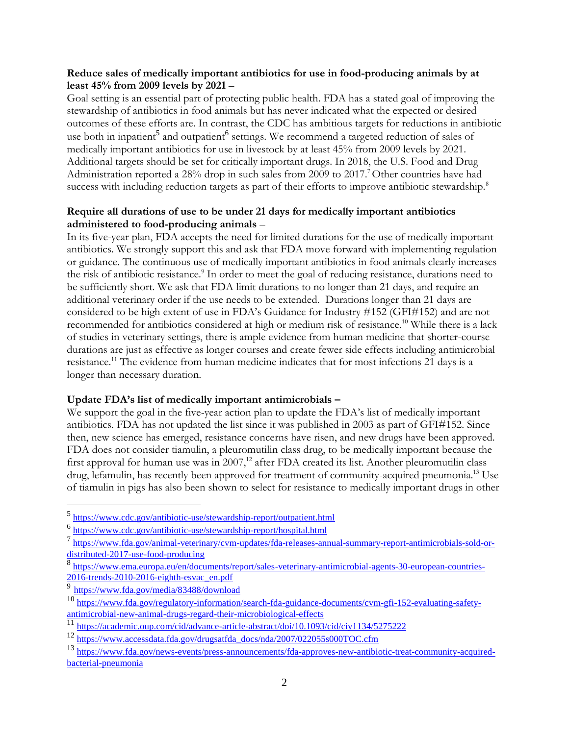**Reduce sales of medically important antibiotics for use in food-producing animals by at least 45% from 2009 levels by 2021** –

Goal setting is an essential part of protecting public health. FDA has a stated goal of improving the stewardship of antibiotics in food animals but has never indicated what the expected or desired outcomes of these efforts are. In contrast, the CDC has ambitious targets for reductions in antibiotic use both in inpatient[5] and outpatient[6] settings. We recommend a targeted reduction of sales of medically important antibiotics for use in livestock by at least 45% from 2009 levels by 2021. Additional targets should be set for critically important drugs. In 2018, the U.S. Food and Drug Administration reported a 28% drop in such sales from 2009 to 2017.[7] Other countries have had success with including reduction targets as part of their efforts to improve antibiotic stewardship.[8]

**Require all durations of use to be under 21 days for medically important antibiotics administered to food-producing animals** –

In its five-year plan, FDA accepts the need for limited durations for the use of medically important antibiotics. We strongly support this and ask that FDA move forward with implementing regulation or guidance. The continuous use of medically important antibiotics in food animals clearly increases the risk of antibiotic resistance.[9] In order to meet the goal of reducing resistance, durations need to be sufficiently short. We ask that FDA limit durations to no longer than 21 days, and require an additional veterinary order if the use needs to be extended. Durations longer than 21 days are considered to be high extent of use in FDA's Guidance for Industry #152 (GFI#152) and are not recommended for antibiotics considered at high or medium risk of resistance.[10] While there is a lack of studies in veterinary settings, there is ample evidence from human medicine that shorter-course durations are just as effective as longer courses and create fewer side effects including antimicrobial resistance.[11] The evidence from human medicine indicates that for most infections 21 days is a longer than necessary duration.

**Update FDA's list of medically important antimicrobials –**

We support the goal in the five-year action plan to update the FDA's list of medically important antibiotics. FDA has not updated the list since it was published in 2003 as part of GFI#152. Since then, new science has emerged, resistance concerns have risen, and new drugs have been approved. FDA does not consider tiamulin, a pleuromutilin class drug, to be medically important because the first approval for human use was in 2007,[12] after FDA created its list. Another pleuromutilin class drug, lefamulin, has recently been approved for treatment of community-acquired pneumonia.[13] Use of tiamulin in pigs has also been shown to select for resistance to medically important drugs in other

---

[5] https://www.cdc.gov/antibiotic-use/stewardship-report/outpatient.html

[6] https://www.cdc.gov/antibiotic-use/stewardship-report/hospital.html

[7] https://www.fda.gov/animal-veterinary/cvm-updates/fda-releases-annual-summary-report-antimicrobials-sold-or-distributed-2017-use-food-producing

[8] https://www.ema.europa.eu/en/documents/report/sales-veterinary-antimicrobial-agents-30-european-countries-2016-trends-2010-2016-eighth-esvac_en.pdf

[9] https://www.fda.gov/media/83488/download

[10] https://www.fda.gov/regulatory-information/search-fda-guidance-documents/cvm-gfi-152-evaluating-safety-antimicrobial-new-animal-drugs-regard-their-microbiological-effects

[11] https://academic.oup.com/cid/advance-article-abstract/doi/10.1093/cid/ciy1134/5275222

[12] https://www.accessdata.fda.gov/drugsatfda_docs/nda/2007/022055s000TOC.cfm

[13] https://www.fda.gov/news-events/press-announcements/fda-approves-new-antibiotic-treat-community-acquired-bacterial-pneumonia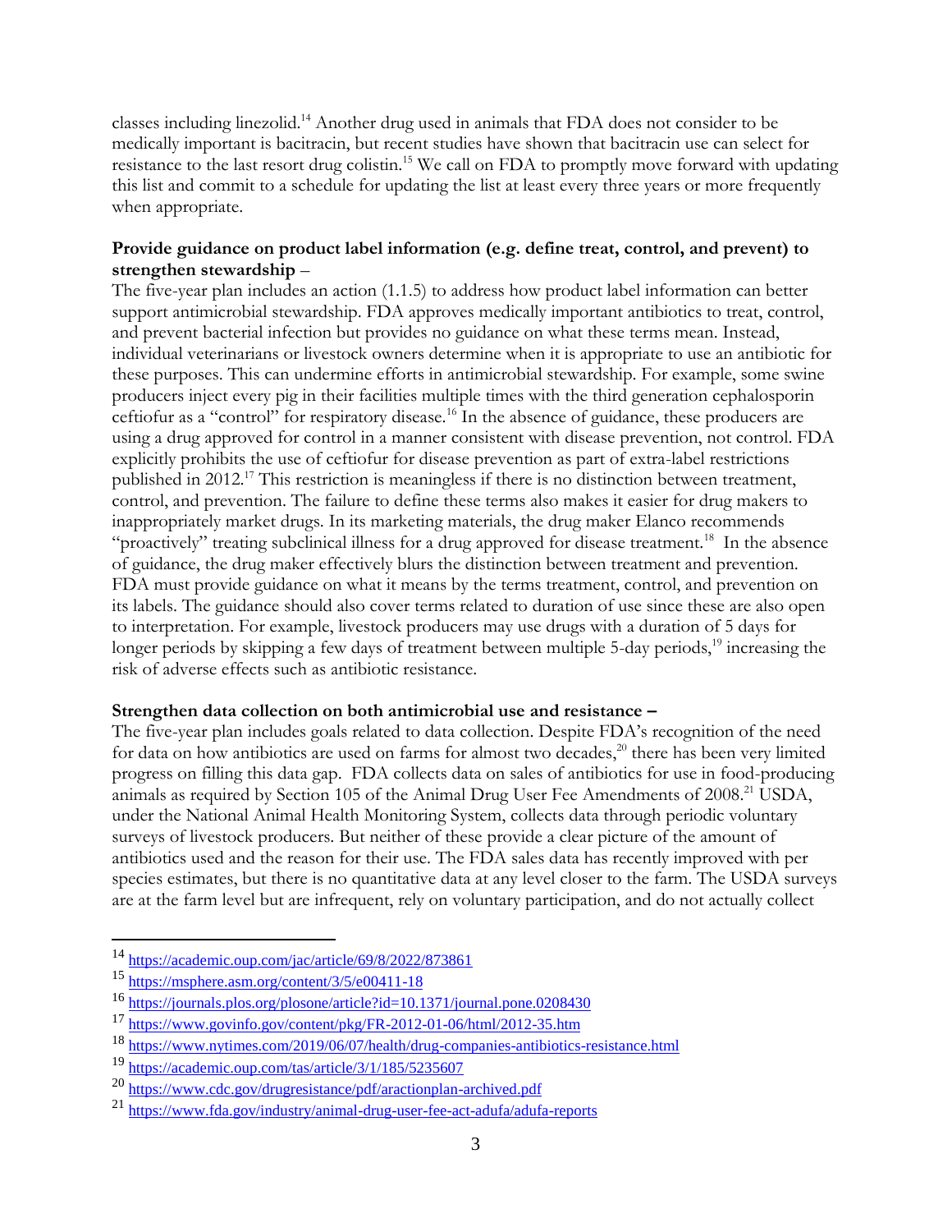classes including linezolid.[14] Another drug used in animals that FDA does not consider to be medically important is bacitracin, but recent studies have shown that bacitracin use can select for resistance to the last resort drug colistin.[15] We call on FDA to promptly move forward with updating this list and commit to a schedule for updating the list at least every three years or more frequently when appropriate.

**Provide guidance on product label information (e.g. define treat, control, and prevent) to strengthen stewardship** –

The five-year plan includes an action (1.1.5) to address how product label information can better support antimicrobial stewardship. FDA approves medically important antibiotics to treat, control, and prevent bacterial infection but provides no guidance on what these terms mean. Instead, individual veterinarians or livestock owners determine when it is appropriate to use an antibiotic for these purposes. This can undermine efforts in antimicrobial stewardship. For example, some swine producers inject every pig in their facilities multiple times with the third generation cephalosporin ceftiofur as a "control" for respiratory disease.[16] In the absence of guidance, these producers are using a drug approved for control in a manner consistent with disease prevention, not control. FDA explicitly prohibits the use of ceftiofur for disease prevention as part of extra-label restrictions published in 2012.[17] This restriction is meaningless if there is no distinction between treatment, control, and prevention. The failure to define these terms also makes it easier for drug makers to inappropriately market drugs. In its marketing materials, the drug maker Elanco recommends "proactively" treating subclinical illness for a drug approved for disease treatment.[18] In the absence of guidance, the drug maker effectively blurs the distinction between treatment and prevention. FDA must provide guidance on what it means by the terms treatment, control, and prevention on its labels. The guidance should also cover terms related to duration of use since these are also open to interpretation. For example, livestock producers may use drugs with a duration of 5 days for longer periods by skipping a few days of treatment between multiple 5-day periods,[19] increasing the risk of adverse effects such as antibiotic resistance.

**Strengthen data collection on both antimicrobial use and resistance –**

The five-year plan includes goals related to data collection. Despite FDA's recognition of the need for data on how antibiotics are used on farms for almost two decades,[20] there has been very limited progress on filling this data gap. FDA collects data on sales of antibiotics for use in food-producing animals as required by Section 105 of the Animal Drug User Fee Amendments of 2008.[21] USDA, under the National Animal Health Monitoring System, collects data through periodic voluntary surveys of livestock producers. But neither of these provide a clear picture of the amount of antibiotics used and the reason for their use. The FDA sales data has recently improved with per species estimates, but there is no quantitative data at any level closer to the farm. The USDA surveys are at the farm level but are infrequent, rely on voluntary participation, and do not actually collect

---

[14] https://academic.oup.com/jac/article/69/8/2022/873861

[15] https://msphere.asm.org/content/3/5/e00411-18

[16] https://journals.plos.org/plosone/article?id=10.1371/journal.pone.0208430

[17] https://www.govinfo.gov/content/pkg/FR-2012-01-06/html/2012-35.htm

[18] https://www.nytimes.com/2019/06/07/health/drug-companies-antibiotics-resistance.html

[19] https://academic.oup.com/tas/article/3/1/185/5235607

[20] https://www.cdc.gov/drugresistance/pdf/aractionplan-archived.pdf

[21] https://www.fda.gov/industry/animal-drug-user-fee-act-adufa/adufa-reports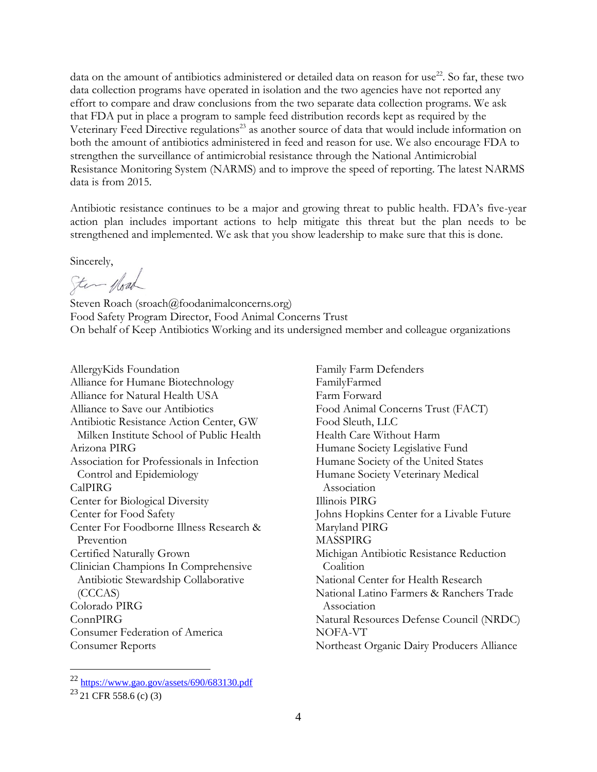data on the amount of antibiotics administered or detailed data on reason for use[22]. So far, these two data collection programs have operated in isolation and the two agencies have not reported any effort to compare and draw conclusions from the two separate data collection programs. We ask that FDA put in place a program to sample feed distribution records kept as required by the Veterinary Feed Directive regulations[23] as another source of data that would include information on both the amount of antibiotics administered in feed and reason for use. We also encourage FDA to strengthen the surveillance of antimicrobial resistance through the National Antimicrobial Resistance Monitoring System (NARMS) and to improve the speed of reporting. The latest NARMS data is from 2015.

Antibiotic resistance continues to be a major and growing threat to public health. FDA's five-year action plan includes important actions to help mitigate this threat but the plan needs to be strengthened and implemented. We ask that you show leadership to make sure that this is done.

Sincerely,

Steven Roach (sroach@foodanimalconcerns.org)
Food Safety Program Director, Food Animal Concerns Trust
On behalf of Keep Antibiotics Working and its undersigned member and colleague organizations

AllergyKids Foundation
Alliance for Humane Biotechnology
Alliance for Natural Health USA
Alliance to Save our Antibiotics
Antibiotic Resistance Action Center, GW Milken Institute School of Public Health
Arizona PIRG
Association for Professionals in Infection Control and Epidemiology
CalPIRG
Center for Biological Diversity
Center for Food Safety
Center For Foodborne Illness Research & Prevention
Certified Naturally Grown
Clinician Champions In Comprehensive Antibiotic Stewardship Collaborative (CCCAS)
Colorado PIRG
ConnPIRG
Consumer Federation of America
Consumer Reports
Family Farm Defenders
FamilyFarmed
Farm Forward
Food Animal Concerns Trust (FACT)
Food Sleuth, LLC
Health Care Without Harm
Humane Society Legislative Fund
Humane Society of the United States
Humane Society Veterinary Medical Association
Illinois PIRG
Johns Hopkins Center for a Livable Future
Maryland PIRG
MASSPIRG
Michigan Antibiotic Resistance Reduction Coalition
National Center for Health Research
National Latino Farmers & Ranchers Trade Association
Natural Resources Defense Council (NRDC)
NOFA-VT
Northeast Organic Dairy Producers Alliance

---

[22] https://www.gao.gov/assets/690/683130.pdf

[23] 21 CFR 558.6 (c) (3)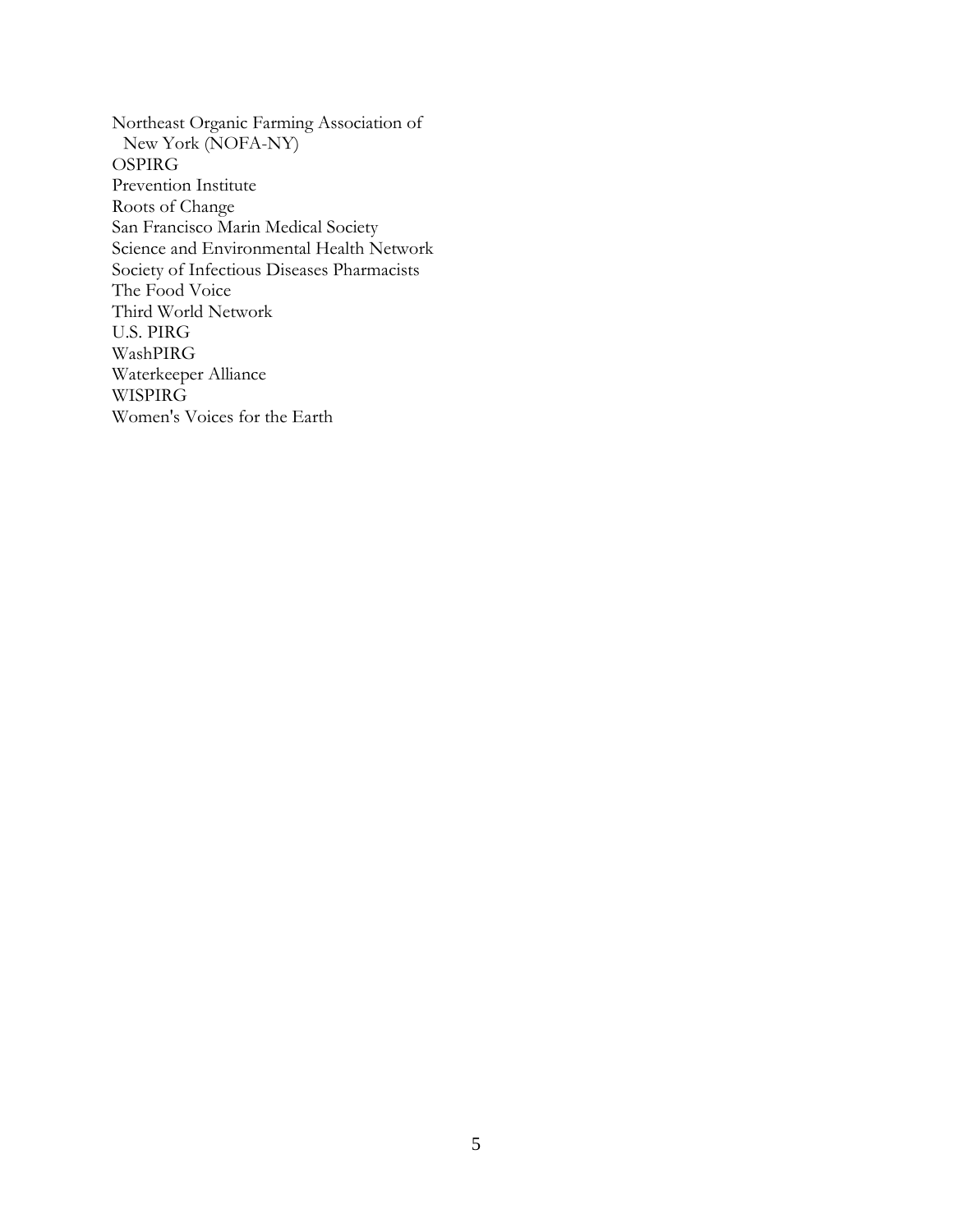Northeast Organic Farming Association of
  New York (NOFA-NY)
OSPIRG
Prevention Institute
Roots of Change
San Francisco Marin Medical Society
Science and Environmental Health Network
Society of Infectious Diseases Pharmacists
The Food Voice
Third World Network
U.S. PIRG
WashPIRG
Waterkeeper Alliance
WISPIRG
Women's Voices for the Earth